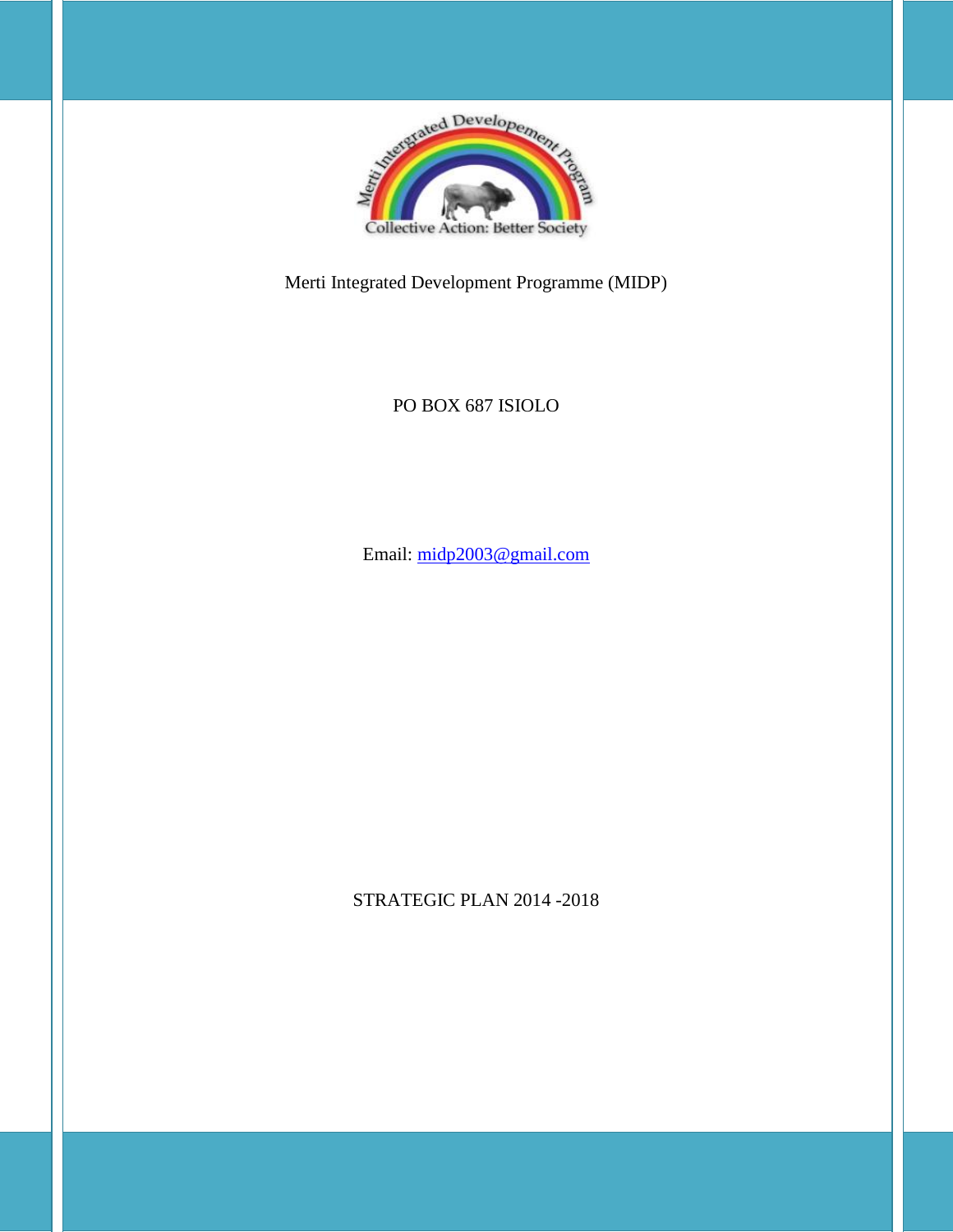Merti Integrated Development Programme (MIDP)

PO BOX 687 ISIOLO

Email: midp2003@gmail.com

STRATEGIC PLAN 2014 -2018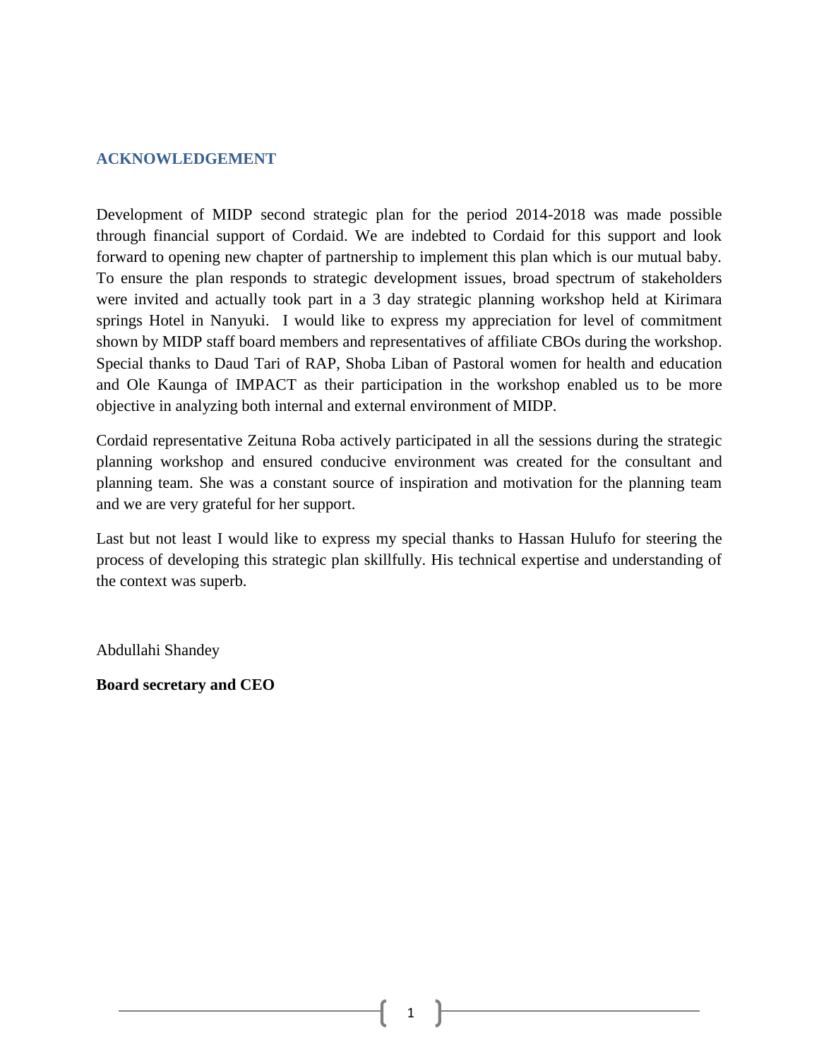## ACKNOWLEDGEMENT

Development of MIDP second strategic plan for the period 2014-2018 was made possible through financial support of Cordaid. We are indebted to Cordaid for this support and look forward to opening new chapter of partnership to implement this plan which is our mutual baby. To ensure the plan responds to strategic development issues, broad spectrum of stakeholders were invited and actually took part in a 3 day strategic planning workshop held at Kirimara springs Hotel in Nanyuki. I would like to express my appreciation for level of commitment shown by MIDP staff board members and representatives of affiliate CBOs during the workshop. Special thanks to Daud Tari of RAP, Shoba Liban of Pastoral women for health and education and Ole Kaunga of IMPACT as their participation in the workshop enabled us to be more objective in analyzing both internal and external environment of MIDP.

Cordaid representative Zeituna Roba actively participated in all the sessions during the strategic planning workshop and ensured conducive environment was created for the consultant and planning team. She was a constant source of inspiration and motivation for the planning team and we are very grateful for her support.

Last but not least I would like to express my special thanks to Hassan Hulufo for steering the process of developing this strategic plan skillfully. His technical expertise and understanding of the context was superb.

Abdullahi Shandey

**Board secretary and CEO**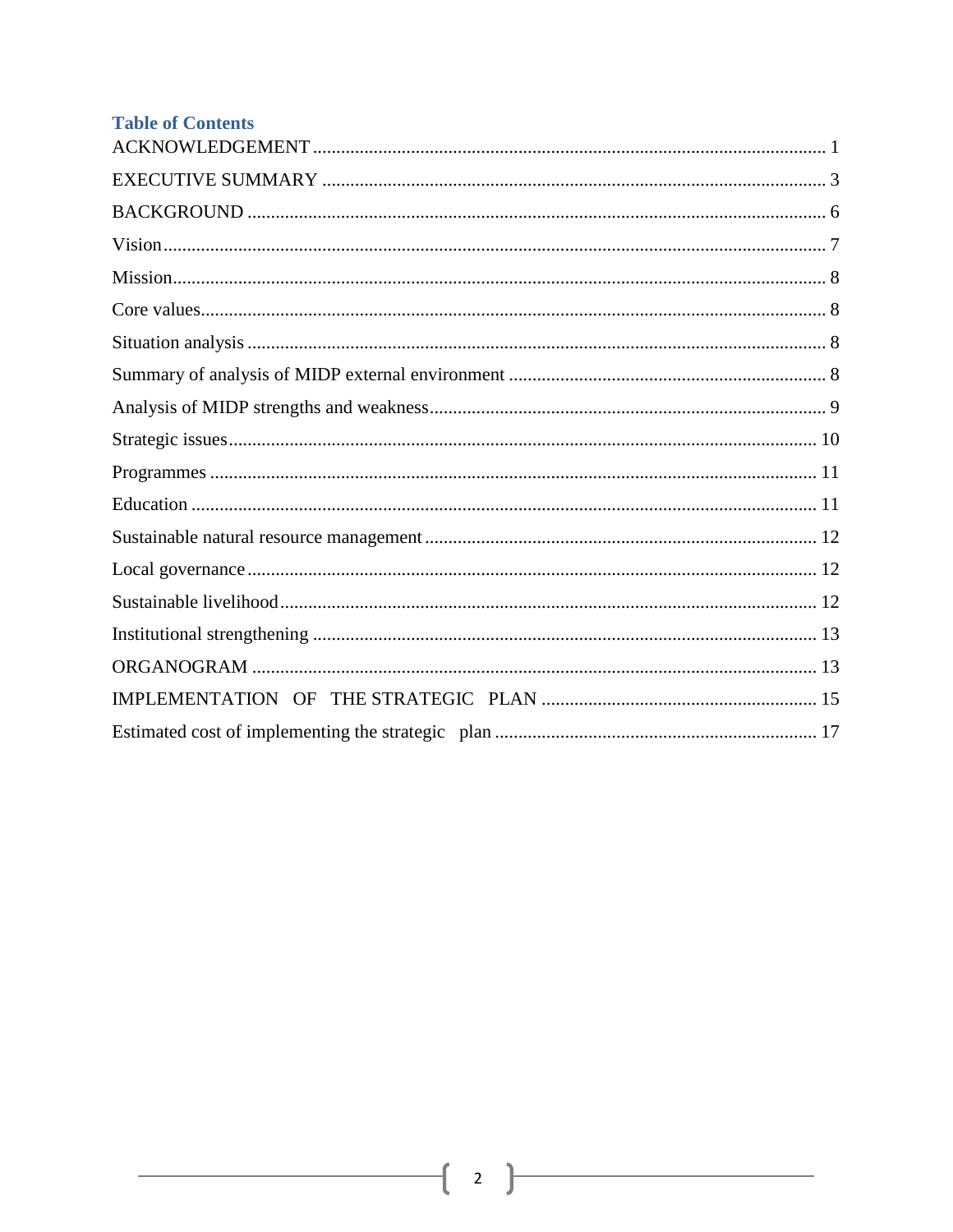## Table of Contents

ACKNOWLEDGEMENT ............................................................................................................. 1

EXECUTIVE SUMMARY ........................................................................................................... 3

BACKGROUND ........................................................................................................................... 6

Vision ............................................................................................................................................. 7

Mission ........................................................................................................................................... 8

Core values .................................................................................................................................... 8

Situation analysis .......................................................................................................................... 8

Summary of analysis of MIDP external environment ................................................................... 8

Analysis of MIDP strengths and weakness .................................................................................... 9

Strategic issues ............................................................................................................................. 10

Programmes ................................................................................................................................. 11

Education ..................................................................................................................................... 11

Sustainable natural resource management .................................................................................. 12

Local governance ......................................................................................................................... 12

Sustainable livelihood .................................................................................................................. 12

Institutional strengthening ........................................................................................................... 13

ORGANOGRAM ......................................................................................................................... 13

IMPLEMENTATION OF THE STRATEGIC PLAN ............................................................ 15

Estimated cost of implementing the strategic plan ...................................................................... 17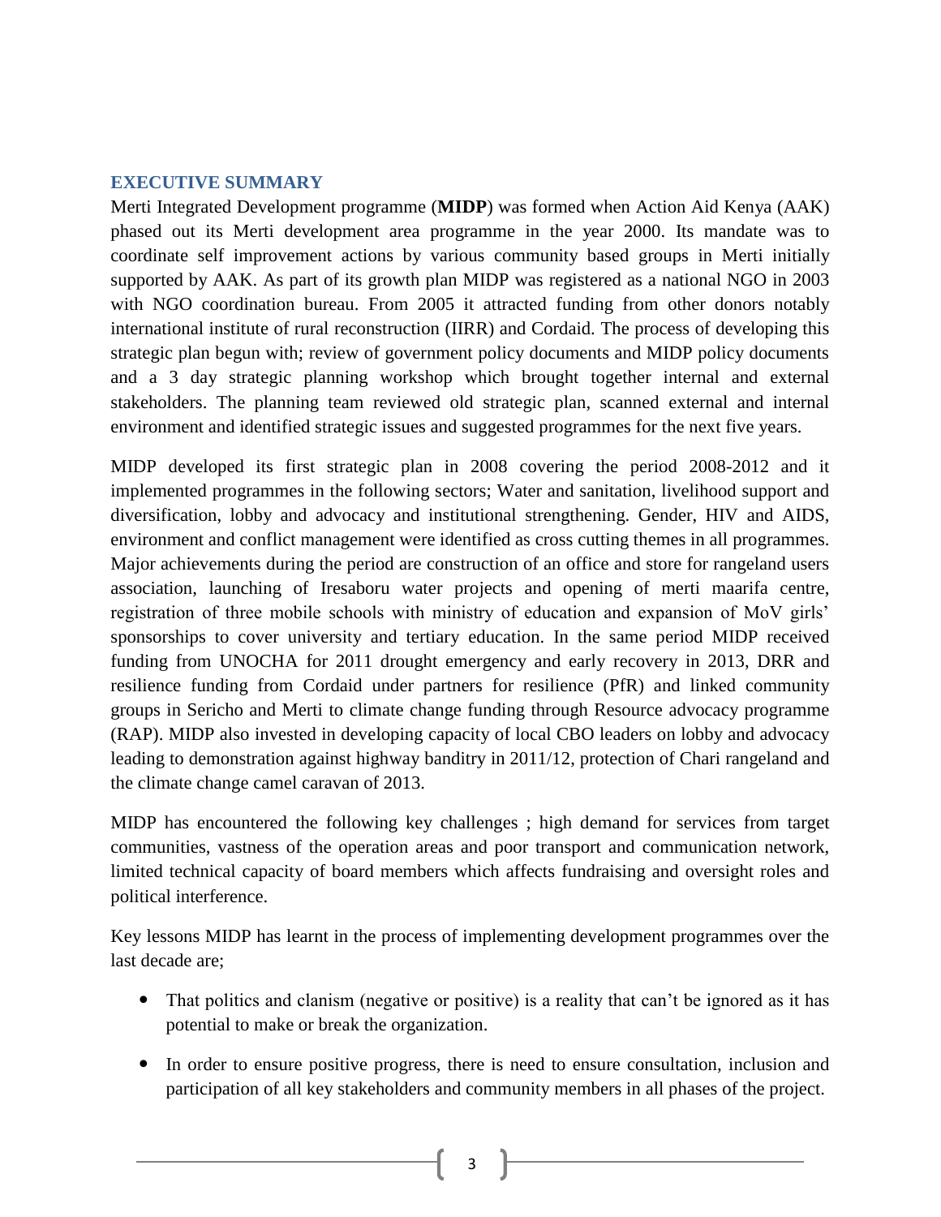## EXECUTIVE SUMMARY

Merti Integrated Development programme (**MIDP**) was formed when Action Aid Kenya (AAK) phased out its Merti development area programme in the year 2000. Its mandate was to coordinate self improvement actions by various community based groups in Merti initially supported by AAK. As part of its growth plan MIDP was registered as a national NGO in 2003 with NGO coordination bureau. From 2005 it attracted funding from other donors notably international institute of rural reconstruction (IIRR) and Cordaid. The process of developing this strategic plan begun with; review of government policy documents and MIDP policy documents and a 3 day strategic planning workshop which brought together internal and external stakeholders. The planning team reviewed old strategic plan, scanned external and internal environment and identified strategic issues and suggested programmes for the next five years.

MIDP developed its first strategic plan in 2008 covering the period 2008-2012 and it implemented programmes in the following sectors; Water and sanitation, livelihood support and diversification, lobby and advocacy and institutional strengthening. Gender, HIV and AIDS, environment and conflict management were identified as cross cutting themes in all programmes. Major achievements during the period are construction of an office and store for rangeland users association, launching of Iresaboru water projects and opening of merti maarifa centre, registration of three mobile schools with ministry of education and expansion of MoV girls' sponsorships to cover university and tertiary education. In the same period MIDP received funding from UNOCHA for 2011 drought emergency and early recovery in 2013, DRR and resilience funding from Cordaid under partners for resilience (PfR) and linked community groups in Sericho and Merti to climate change funding through Resource advocacy programme (RAP). MIDP also invested in developing capacity of local CBO leaders on lobby and advocacy leading to demonstration against highway banditry in 2011/12, protection of Chari rangeland and the climate change camel caravan of 2013.

MIDP has encountered the following key challenges ; high demand for services from target communities, vastness of the operation areas and poor transport and communication network, limited technical capacity of board members which affects fundraising and oversight roles and political interference.

Key lessons MIDP has learnt in the process of implementing development programmes over the last decade are;

- That politics and clanism (negative or positive) is a reality that can't be ignored as it has potential to make or break the organization.
- In order to ensure positive progress, there is need to ensure consultation, inclusion and participation of all key stakeholders and community members in all phases of the project.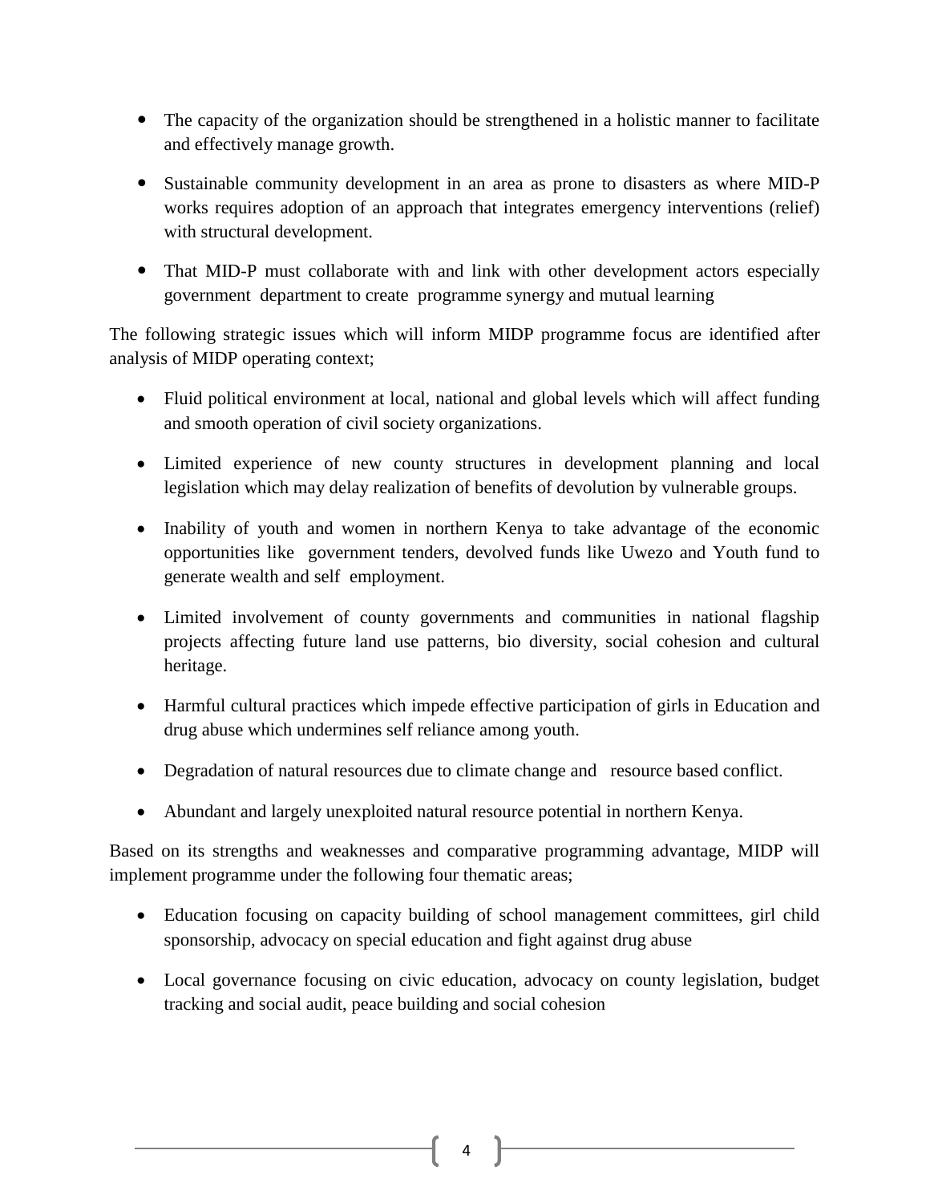- The capacity of the organization should be strengthened in a holistic manner to facilitate and effectively manage growth.
- Sustainable community development in an area as prone to disasters as where MID-P works requires adoption of an approach that integrates emergency interventions (relief) with structural development.
- That MID-P must collaborate with and link with other development actors especially government department to create programme synergy and mutual learning

The following strategic issues which will inform MIDP programme focus are identified after analysis of MIDP operating context;

- Fluid political environment at local, national and global levels which will affect funding and smooth operation of civil society organizations.
- Limited experience of new county structures in development planning and local legislation which may delay realization of benefits of devolution by vulnerable groups.
- Inability of youth and women in northern Kenya to take advantage of the economic opportunities like government tenders, devolved funds like Uwezo and Youth fund to generate wealth and self employment.
- Limited involvement of county governments and communities in national flagship projects affecting future land use patterns, bio diversity, social cohesion and cultural heritage.
- Harmful cultural practices which impede effective participation of girls in Education and drug abuse which undermines self reliance among youth.
- Degradation of natural resources due to climate change and resource based conflict.
- Abundant and largely unexploited natural resource potential in northern Kenya.

Based on its strengths and weaknesses and comparative programming advantage, MIDP will implement programme under the following four thematic areas;

- Education focusing on capacity building of school management committees, girl child sponsorship, advocacy on special education and fight against drug abuse
- Local governance focusing on civic education, advocacy on county legislation, budget tracking and social audit, peace building and social cohesion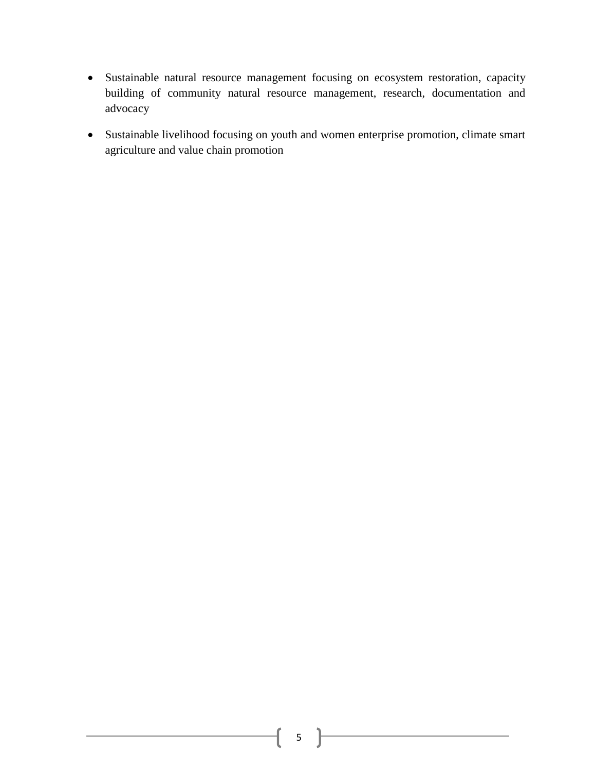- Sustainable natural resource management focusing on ecosystem restoration, capacity building of community natural resource management, research, documentation and advocacy

- Sustainable livelihood focusing on youth and women enterprise promotion, climate smart agriculture and value chain promotion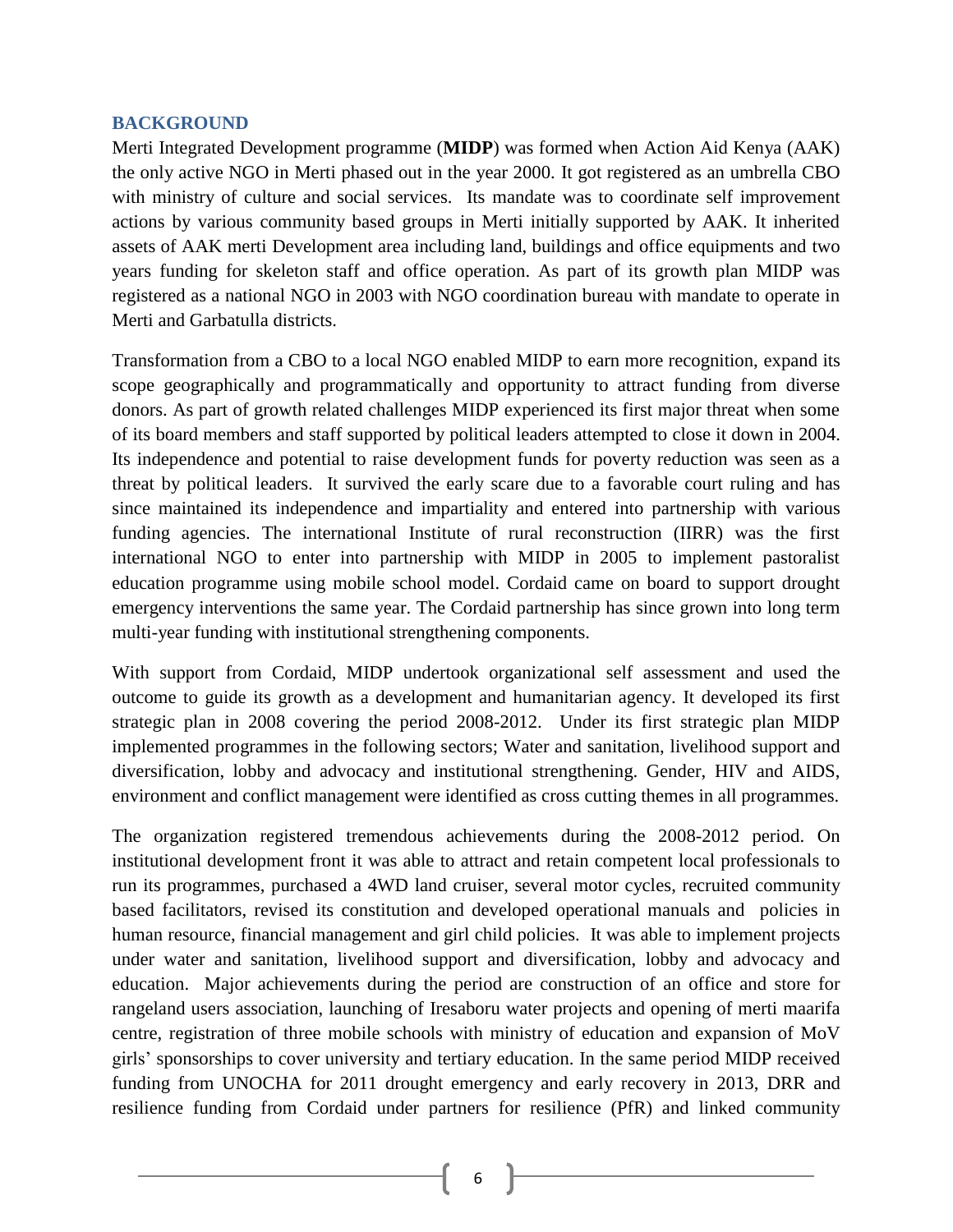## BACKGROUND

Merti Integrated Development programme (**MIDP**) was formed when Action Aid Kenya (AAK) the only active NGO in Merti phased out in the year 2000. It got registered as an umbrella CBO with ministry of culture and social services. Its mandate was to coordinate self improvement actions by various community based groups in Merti initially supported by AAK. It inherited assets of AAK merti Development area including land, buildings and office equipments and two years funding for skeleton staff and office operation. As part of its growth plan MIDP was registered as a national NGO in 2003 with NGO coordination bureau with mandate to operate in Merti and Garbatulla districts.

Transformation from a CBO to a local NGO enabled MIDP to earn more recognition, expand its scope geographically and programmatically and opportunity to attract funding from diverse donors. As part of growth related challenges MIDP experienced its first major threat when some of its board members and staff supported by political leaders attempted to close it down in 2004. Its independence and potential to raise development funds for poverty reduction was seen as a threat by political leaders. It survived the early scare due to a favorable court ruling and has since maintained its independence and impartiality and entered into partnership with various funding agencies. The international Institute of rural reconstruction (IIRR) was the first international NGO to enter into partnership with MIDP in 2005 to implement pastoralist education programme using mobile school model. Cordaid came on board to support drought emergency interventions the same year. The Cordaid partnership has since grown into long term multi-year funding with institutional strengthening components.

With support from Cordaid, MIDP undertook organizational self assessment and used the outcome to guide its growth as a development and humanitarian agency. It developed its first strategic plan in 2008 covering the period 2008-2012. Under its first strategic plan MIDP implemented programmes in the following sectors; Water and sanitation, livelihood support and diversification, lobby and advocacy and institutional strengthening. Gender, HIV and AIDS, environment and conflict management were identified as cross cutting themes in all programmes.

The organization registered tremendous achievements during the 2008-2012 period. On institutional development front it was able to attract and retain competent local professionals to run its programmes, purchased a 4WD land cruiser, several motor cycles, recruited community based facilitators, revised its constitution and developed operational manuals and policies in human resource, financial management and girl child policies. It was able to implement projects under water and sanitation, livelihood support and diversification, lobby and advocacy and education. Major achievements during the period are construction of an office and store for rangeland users association, launching of Iresaboru water projects and opening of merti maarifa centre, registration of three mobile schools with ministry of education and expansion of MoV girls' sponsorships to cover university and tertiary education. In the same period MIDP received funding from UNOCHA for 2011 drought emergency and early recovery in 2013, DRR and resilience funding from Cordaid under partners for resilience (PfR) and linked community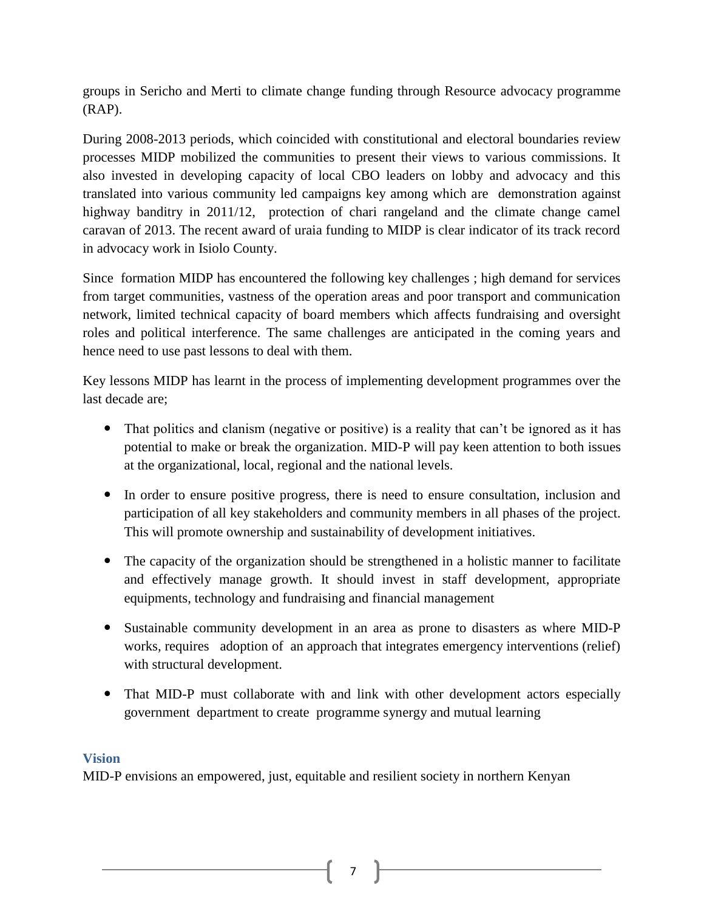groups in Sericho and Merti to climate change funding through Resource advocacy programme (RAP).

During 2008-2013 periods, which coincided with constitutional and electoral boundaries review processes MIDP mobilized the communities to present their views to various commissions. It also invested in developing capacity of local CBO leaders on lobby and advocacy and this translated into various community led campaigns key among which are demonstration against highway banditry in 2011/12, protection of chari rangeland and the climate change camel caravan of 2013. The recent award of uraia funding to MIDP is clear indicator of its track record in advocacy work in Isiolo County.

Since formation MIDP has encountered the following key challenges ; high demand for services from target communities, vastness of the operation areas and poor transport and communication network, limited technical capacity of board members which affects fundraising and oversight roles and political interference. The same challenges are anticipated in the coming years and hence need to use past lessons to deal with them.

Key lessons MIDP has learnt in the process of implementing development programmes over the last decade are;

- That politics and clanism (negative or positive) is a reality that can't be ignored as it has potential to make or break the organization. MID-P will pay keen attention to both issues at the organizational, local, regional and the national levels.
- In order to ensure positive progress, there is need to ensure consultation, inclusion and participation of all key stakeholders and community members in all phases of the project. This will promote ownership and sustainability of development initiatives.
- The capacity of the organization should be strengthened in a holistic manner to facilitate and effectively manage growth. It should invest in staff development, appropriate equipments, technology and fundraising and financial management
- Sustainable community development in an area as prone to disasters as where MID-P works, requires adoption of an approach that integrates emergency interventions (relief) with structural development.
- That MID-P must collaborate with and link with other development actors especially government department to create programme synergy and mutual learning

### Vision

MID-P envisions an empowered, just, equitable and resilient society in northern Kenyan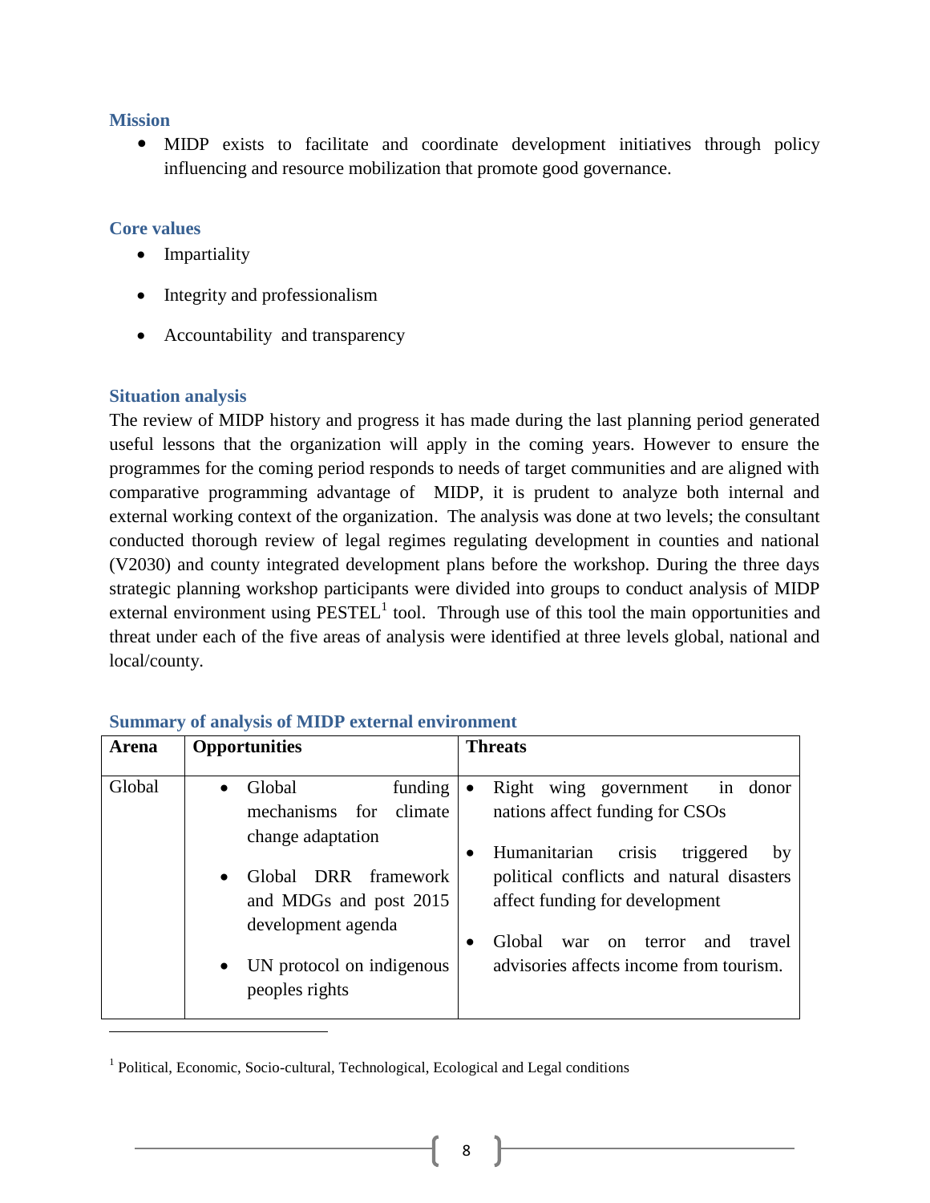### Mission

- MIDP exists to facilitate and coordinate development initiatives through policy influencing and resource mobilization that promote good governance.

### Core values

- Impartiality
- Integrity and professionalism
- Accountability and transparency

### Situation analysis

The review of MIDP history and progress it has made during the last planning period generated useful lessons that the organization will apply in the coming years. However to ensure the programmes for the coming period responds to needs of target communities and are aligned with comparative programming advantage of MIDP, it is prudent to analyze both internal and external working context of the organization. The analysis was done at two levels; the consultant conducted thorough review of legal regimes regulating development in counties and national (V2030) and county integrated development plans before the workshop. During the three days strategic planning workshop participants were divided into groups to conduct analysis of MIDP external environment using PESTEL[1] tool. Through use of this tool the main opportunities and threat under each of the five areas of analysis were identified at three levels global, national and local/county.

### Summary of analysis of MIDP external environment

| Arena | Opportunities | Threats |
|---|---|---|
| Global | • Global funding mechanisms for climate change adaptation<br>• Global DRR framework and MDGs and post 2015 development agenda<br>• UN protocol on indigenous peoples rights | • Right wing government in donor nations affect funding for CSOs<br>• Humanitarian crisis triggered by political conflicts and natural disasters affect funding for development<br>• Global war on terror and travel advisories affects income from tourism. |

[1] Political, Economic, Socio-cultural, Technological, Ecological and Legal conditions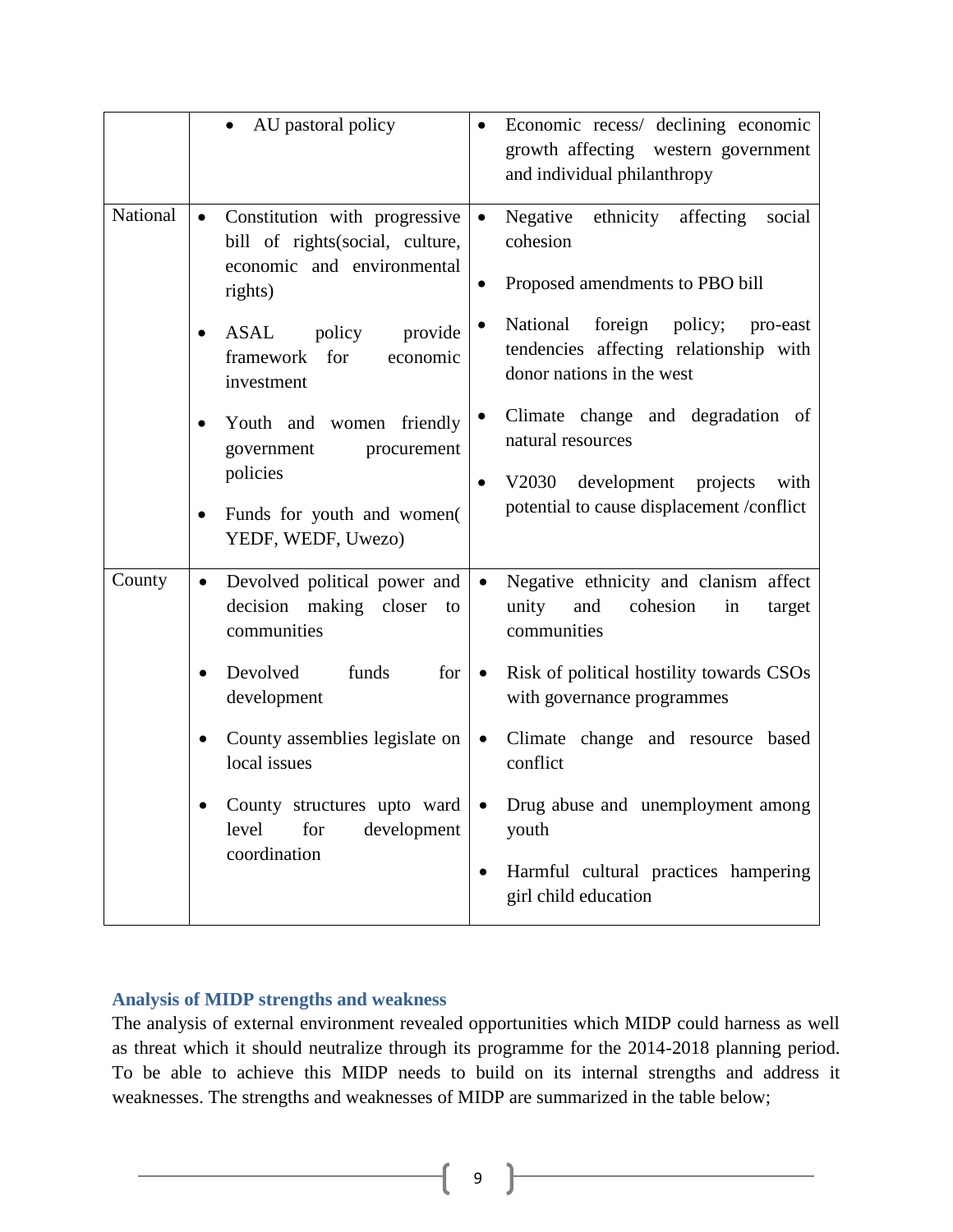| | | |
|---|---|---|
| | • AU pastoral policy | • Economic recess/ declining economic growth affecting western government and individual philanthropy |
| National | • Constitution with progressive bill of rights(social, culture, economic and environmental rights)<br>• ASAL policy provide framework for economic investment<br>• Youth and women friendly government procurement policies<br>• Funds for youth and women( YEDF, WEDF, Uwezo) | • Negative ethnicity affecting social cohesion<br>• Proposed amendments to PBO bill<br>• National foreign policy; pro-east tendencies affecting relationship with donor nations in the west<br>• Climate change and degradation of natural resources<br>• V2030 development projects with potential to cause displacement /conflict |
| County | • Devolved political power and decision making closer to communities<br>• Devolved funds for development<br>• County assemblies legislate on local issues<br>• County structures upto ward level for development coordination | • Negative ethnicity and clanism affect unity and cohesion in target communities<br>• Risk of political hostility towards CSOs with governance programmes<br>• Climate change and resource based conflict<br>• Drug abuse and unemployment among youth<br>• Harmful cultural practices hampering girl child education |

### Analysis of MIDP strengths and weakness

The analysis of external environment revealed opportunities which MIDP could harness as well as threat which it should neutralize through its programme for the 2014-2018 planning period. To be able to achieve this MIDP needs to build on its internal strengths and address it weaknesses. The strengths and weaknesses of MIDP are summarized in the table below;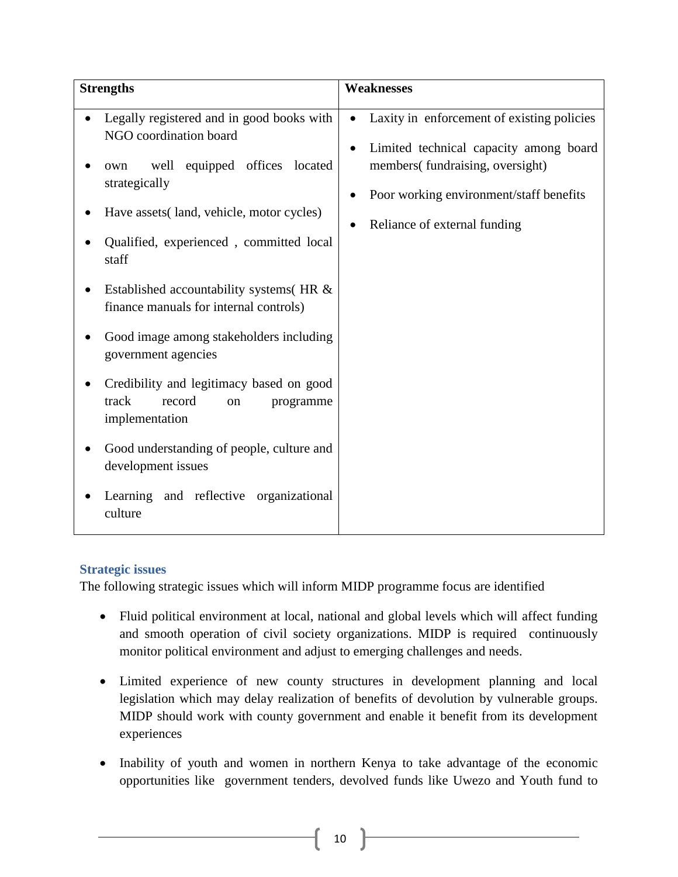| Strengths | Weaknesses |
| --- | --- |
| • Legally registered and in good books with NGO coordination board<br>• own well equipped offices located strategically<br>• Have assets( land, vehicle, motor cycles)<br>• Qualified, experienced , committed local staff<br>• Established accountability systems( HR & finance manuals for internal controls)<br>• Good image among stakeholders including government agencies<br>• Credibility and legitimacy based on good track record on programme implementation<br>• Good understanding of people, culture and development issues<br>• Learning and reflective organizational culture | • Laxity in enforcement of existing policies<br>• Limited technical capacity among board members( fundraising, oversight)<br>• Poor working environment/staff benefits<br>• Reliance of external funding |

### Strategic issues

The following strategic issues which will inform MIDP programme focus are identified

- Fluid political environment at local, national and global levels which will affect funding and smooth operation of civil society organizations. MIDP is required continuously monitor political environment and adjust to emerging challenges and needs.
- Limited experience of new county structures in development planning and local legislation which may delay realization of benefits of devolution by vulnerable groups. MIDP should work with county government and enable it benefit from its development experiences
- Inability of youth and women in northern Kenya to take advantage of the economic opportunities like government tenders, devolved funds like Uwezo and Youth fund to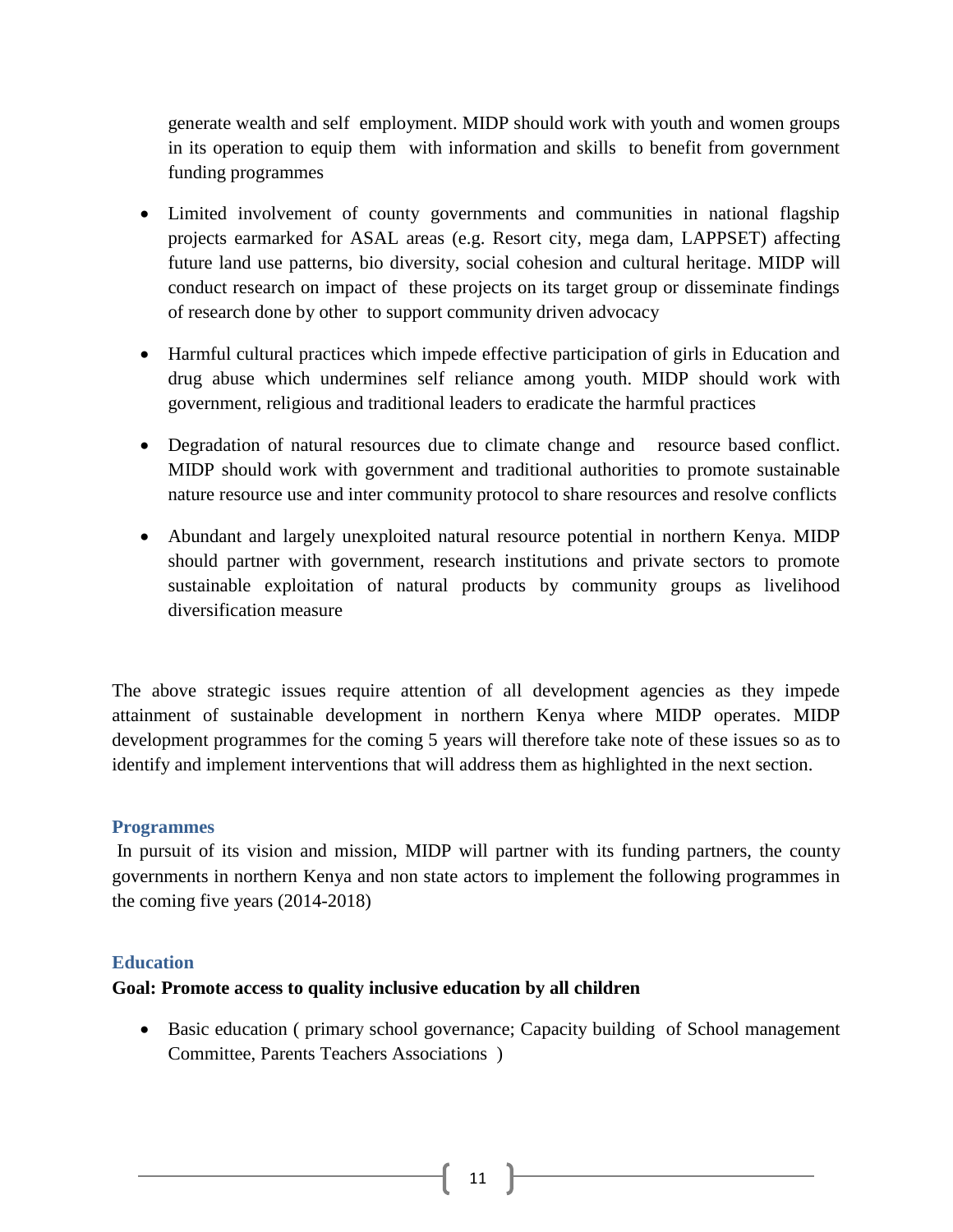generate wealth and self employment. MIDP should work with youth and women groups in its operation to equip them with information and skills to benefit from government funding programmes

- Limited involvement of county governments and communities in national flagship projects earmarked for ASAL areas (e.g. Resort city, mega dam, LAPPSET) affecting future land use patterns, bio diversity, social cohesion and cultural heritage. MIDP will conduct research on impact of these projects on its target group or disseminate findings of research done by other to support community driven advocacy

- Harmful cultural practices which impede effective participation of girls in Education and drug abuse which undermines self reliance among youth. MIDP should work with government, religious and traditional leaders to eradicate the harmful practices

- Degradation of natural resources due to climate change and resource based conflict. MIDP should work with government and traditional authorities to promote sustainable nature resource use and inter community protocol to share resources and resolve conflicts

- Abundant and largely unexploited natural resource potential in northern Kenya. MIDP should partner with government, research institutions and private sectors to promote sustainable exploitation of natural products by community groups as livelihood diversification measure

The above strategic issues require attention of all development agencies as they impede attainment of sustainable development in northern Kenya where MIDP operates. MIDP development programmes for the coming 5 years will therefore take note of these issues so as to identify and implement interventions that will address them as highlighted in the next section.

## Programmes

In pursuit of its vision and mission, MIDP will partner with its funding partners, the county governments in northern Kenya and non state actors to implement the following programmes in the coming five years (2014-2018)

### Education

**Goal: Promote access to quality inclusive education by all children**

- Basic education ( primary school governance; Capacity building of School management Committee, Parents Teachers Associations )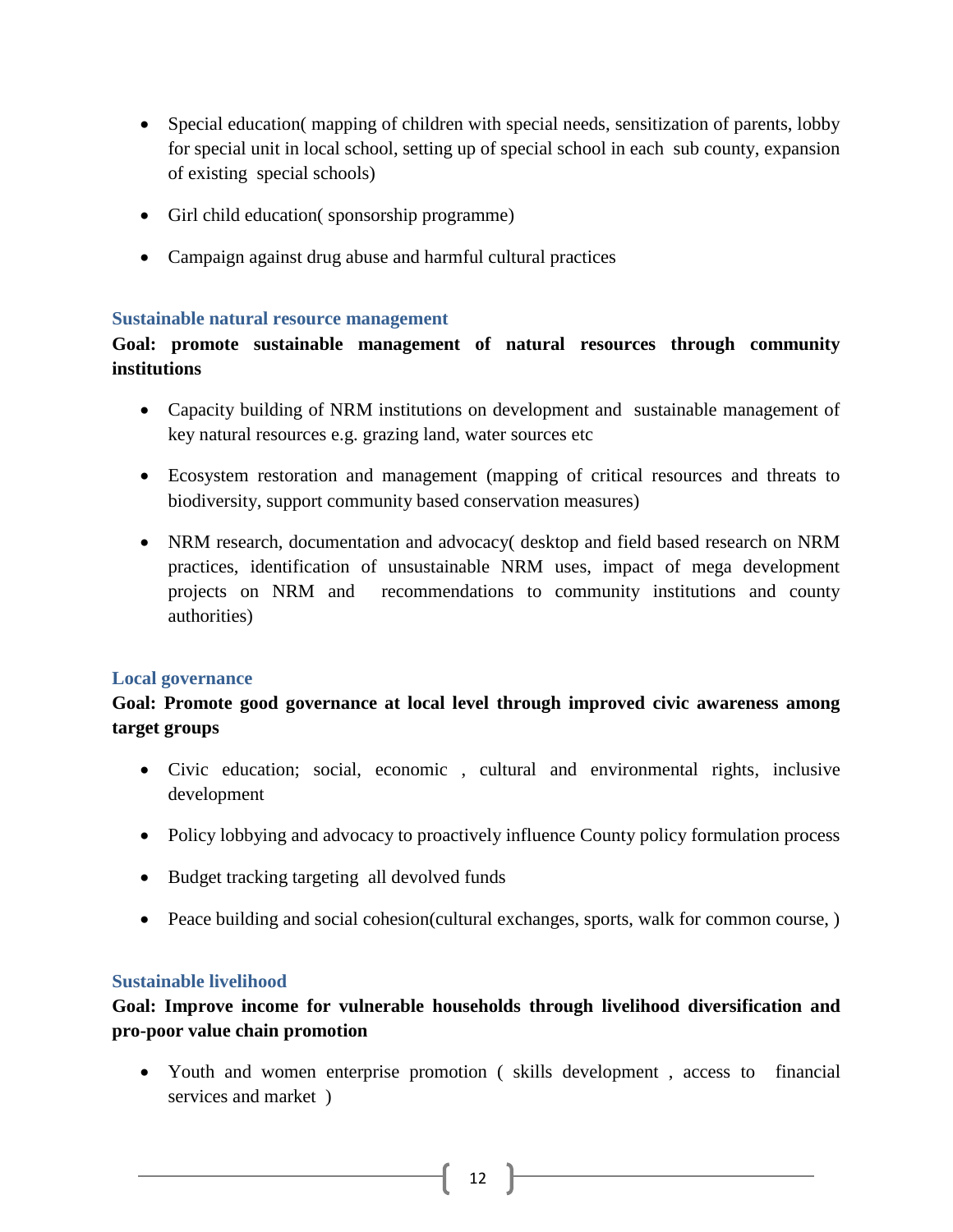- Special education( mapping of children with special needs, sensitization of parents, lobby for special unit in local school, setting up of special school in each sub county, expansion of existing special schools)
- Girl child education( sponsorship programme)
- Campaign against drug abuse and harmful cultural practices

### Sustainable natural resource management

**Goal: promote sustainable management of natural resources through community institutions**

- Capacity building of NRM institutions on development and sustainable management of key natural resources e.g. grazing land, water sources etc
- Ecosystem restoration and management (mapping of critical resources and threats to biodiversity, support community based conservation measures)
- NRM research, documentation and advocacy( desktop and field based research on NRM practices, identification of unsustainable NRM uses, impact of mega development projects on NRM and recommendations to community institutions and county authorities)

### Local governance

**Goal: Promote good governance at local level through improved civic awareness among target groups**

- Civic education; social, economic , cultural and environmental rights, inclusive development
- Policy lobbying and advocacy to proactively influence County policy formulation process
- Budget tracking targeting all devolved funds
- Peace building and social cohesion(cultural exchanges, sports, walk for common course, )

### Sustainable livelihood

**Goal: Improve income for vulnerable households through livelihood diversification and pro-poor value chain promotion**

- Youth and women enterprise promotion ( skills development , access to financial services and market )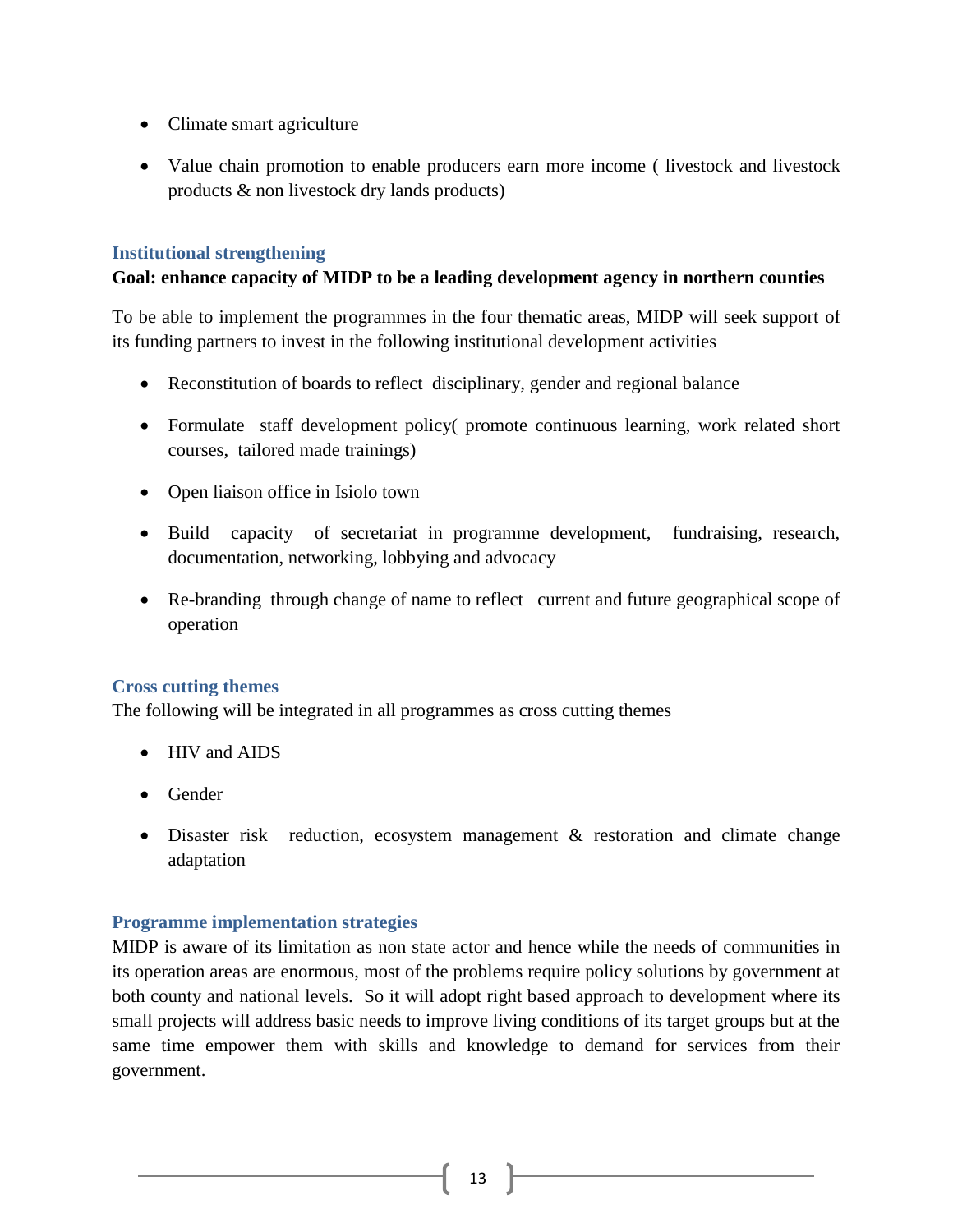- Climate smart agriculture
- Value chain promotion to enable producers earn more income ( livestock and livestock products & non livestock dry lands products)

### Institutional strengthening

**Goal: enhance capacity of MIDP to be a leading development agency in northern counties**

To be able to implement the programmes in the four thematic areas, MIDP will seek support of its funding partners to invest in the following institutional development activities

- Reconstitution of boards to reflect disciplinary, gender and regional balance
- Formulate staff development policy( promote continuous learning, work related short courses, tailored made trainings)
- Open liaison office in Isiolo town
- Build capacity of secretariat in programme development, fundraising, research, documentation, networking, lobbying and advocacy
- Re-branding through change of name to reflect current and future geographical scope of operation

### Cross cutting themes

The following will be integrated in all programmes as cross cutting themes

- HIV and AIDS
- Gender
- Disaster risk reduction, ecosystem management & restoration and climate change adaptation

### Programme implementation strategies

MIDP is aware of its limitation as non state actor and hence while the needs of communities in its operation areas are enormous, most of the problems require policy solutions by government at both county and national levels. So it will adopt right based approach to development where its small projects will address basic needs to improve living conditions of its target groups but at the same time empower them with skills and knowledge to demand for services from their government.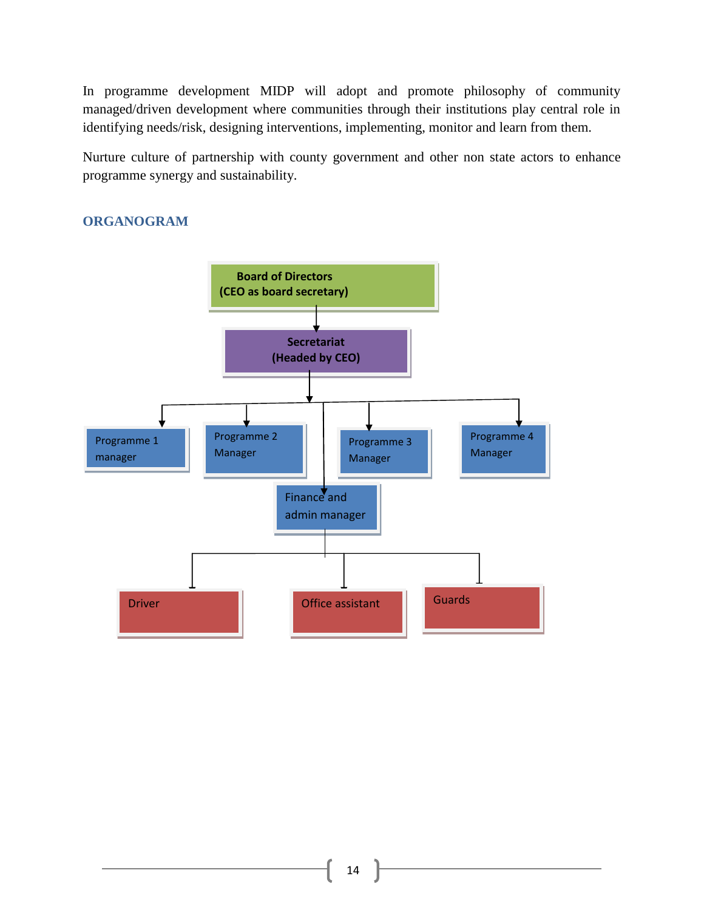In programme development MIDP will adopt and promote philosophy of community managed/driven development where communities through their institutions play central role in identifying needs/risk, designing interventions, implementing, monitor and learn from them.

Nurture culture of partnership with county government and other non state actors to enhance programme synergy and sustainability.

## ORGANOGRAM

**Board of Directors**
**(CEO as board secretary)**

**Secretariat**
**(Headed by CEO)**

Programme 1 manager

Programme 2 Manager

Programme 3 Manager

Programme 4 Manager

Finance and admin manager

Driver

Office assistant

Guards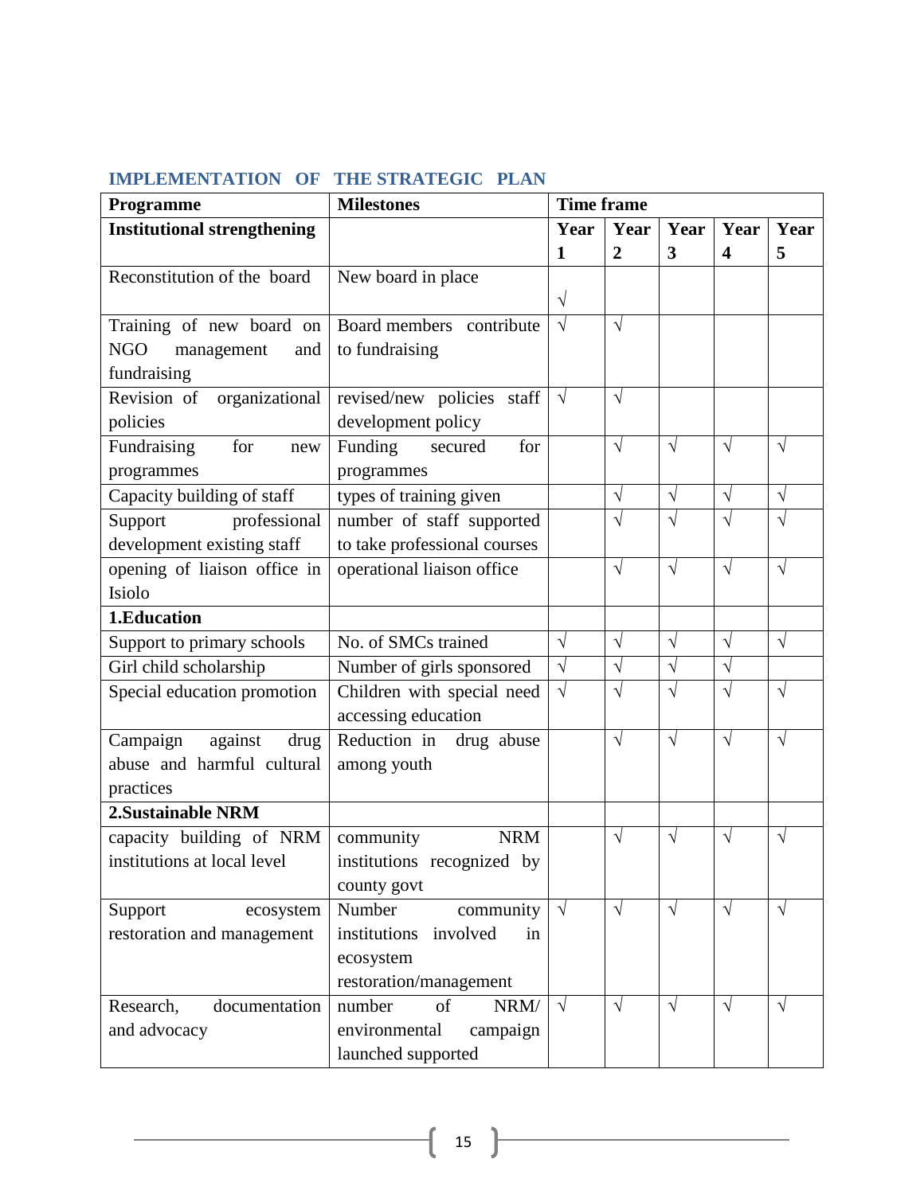## IMPLEMENTATION OF THE STRATEGIC PLAN

| Programme | Milestones | Time frame | | | | |
|---|---|---|---|---|---|---|
| **Institutional strengthening** | | **Year 1** | **Year 2** | **Year 3** | **Year 4** | **Year 5** |
| Reconstitution of the board | New board in place | √ | | | | |
| Training of new board on NGO management and fundraising | Board members contribute to fundraising | √ | √ | | | |
| Revision of organizational policies | revised/new policies staff development policy | √ | √ | | | |
| Fundraising for new programmes | Funding secured for programmes | | √ | √ | √ | √ |
| Capacity building of staff | types of training given | | √ | √ | √ | √ |
| Support professional development existing staff | number of staff supported to take professional courses | | √ | √ | √ | √ |
| opening of liaison office in Isiolo | operational liaison office | | √ | √ | √ | √ |
| **1.Education** | | | | | | |
| Support to primary schools | No. of SMCs trained | √ | √ | √ | √ | √ |
| Girl child scholarship | Number of girls sponsored | √ | √ | √ | √ | |
| Special education promotion | Children with special need accessing education | √ | √ | √ | √ | √ |
| Campaign against drug abuse and harmful cultural practices | Reduction in drug abuse among youth | | √ | √ | √ | √ |
| **2.Sustainable NRM** | | | | | | |
| capacity building of NRM institutions at local level | community NRM institutions recognized by county govt | | √ | √ | √ | √ |
| Support ecosystem restoration and management | Number community institutions involved in ecosystem restoration/management | √ | √ | √ | √ | √ |
| Research, documentation and advocacy | number of NRM/ environmental campaign launched supported | √ | √ | √ | √ | √ |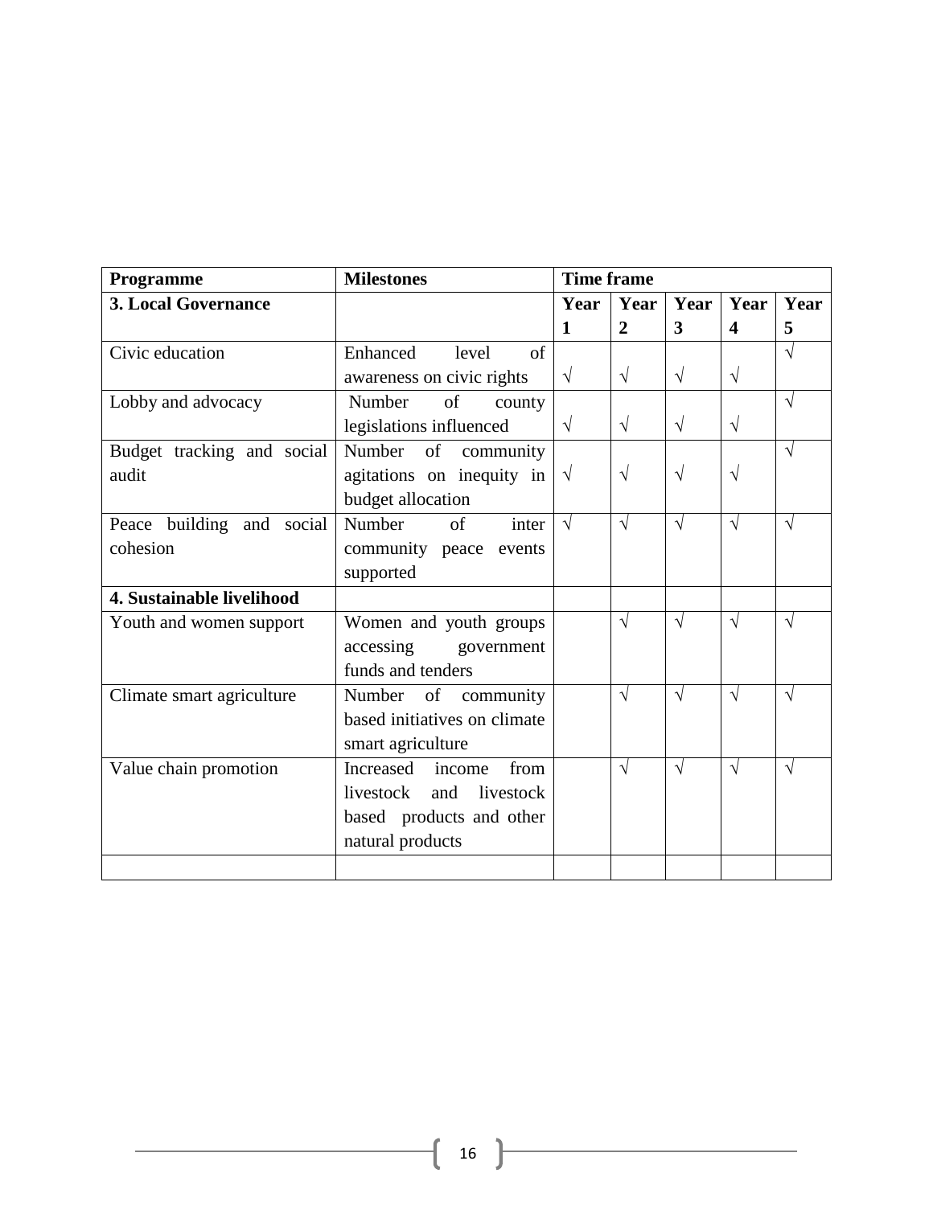| Programme | Milestones | Time frame | | | | |
|---|---|---|---|---|---|---|
| **3. Local Governance** | | **Year 1** | **Year 2** | **Year 3** | **Year 4** | **Year 5** |
| Civic education | Enhanced level of awareness on civic rights | √ | √ | √ | √ | √ |
| Lobby and advocacy | Number of county legislations influenced | √ | √ | √ | √ | √ |
| Budget tracking and social audit | Number of community agitations on inequity in budget allocation | √ | √ | √ | √ | √ |
| Peace building and social cohesion | Number of inter community peace events supported | √ | √ | √ | √ | √ |
| **4. Sustainable livelihood** | | | | | | |
| Youth and women support | Women and youth groups accessing government funds and tenders | | √ | √ | √ | √ |
| Climate smart agriculture | Number of community based initiatives on climate smart agriculture | | √ | √ | √ | √ |
| Value chain promotion | Increased income from livestock and livestock based products and other natural products | | √ | √ | √ | √ |
| | | | | | | |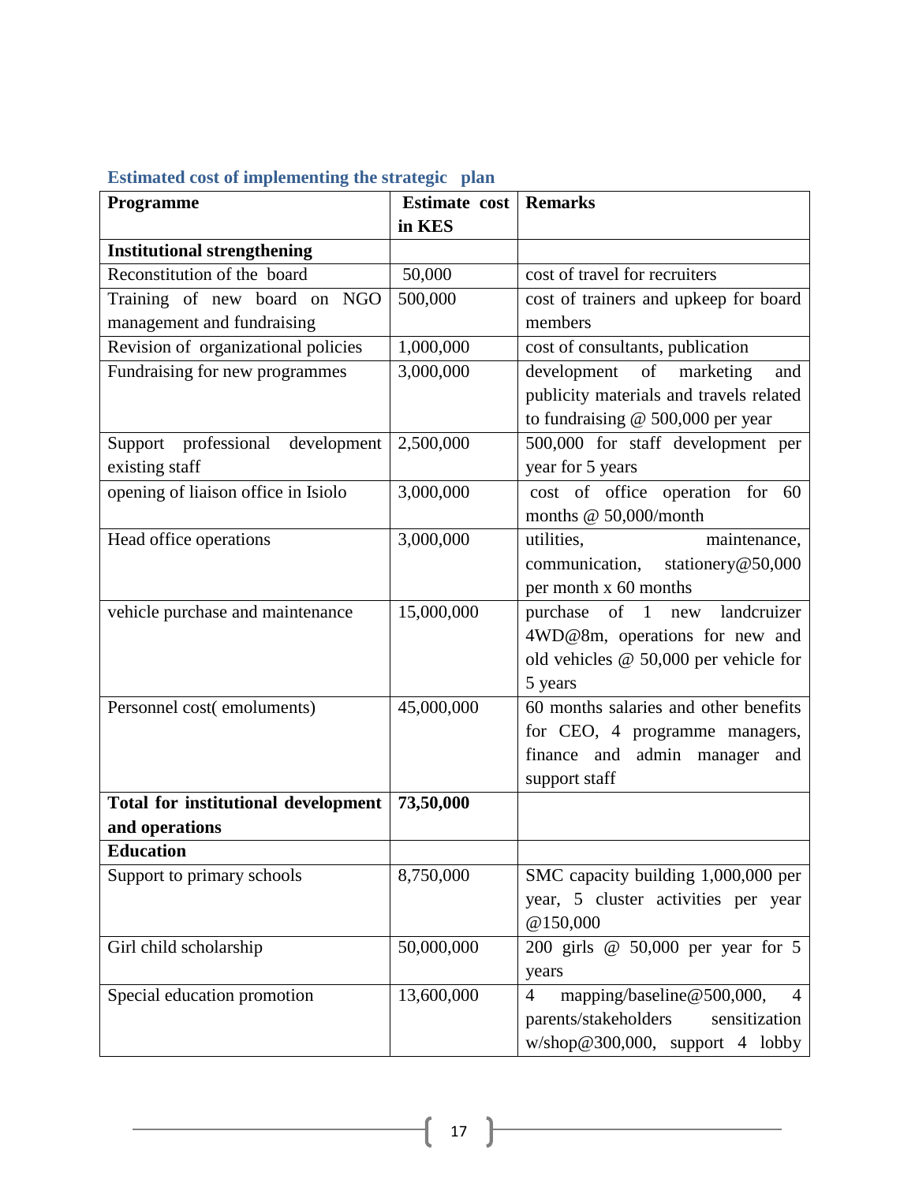### Estimated cost of implementing the strategic plan

| Programme | Estimate cost in KES | Remarks |
|---|---|---|
| **Institutional strengthening** | | |
| Reconstitution of the board | 50,000 | cost of travel for recruiters |
| Training of new board on NGO management and fundraising | 500,000 | cost of trainers and upkeep for board members |
| Revision of organizational policies | 1,000,000 | cost of consultants, publication |
| Fundraising for new programmes | 3,000,000 | development of marketing and publicity materials and travels related to fundraising @ 500,000 per year |
| Support professional development existing staff | 2,500,000 | 500,000 for staff development per year for 5 years |
| opening of liaison office in Isiolo | 3,000,000 | cost of office operation for 60 months @ 50,000/month |
| Head office operations | 3,000,000 | utilities, maintenance, communication, stationery@50,000 per month x 60 months |
| vehicle purchase and maintenance | 15,000,000 | purchase of 1 new landcruizer 4WD@8m, operations for new and old vehicles @ 50,000 per vehicle for 5 years |
| Personnel cost( emoluments) | 45,000,000 | 60 months salaries and other benefits for CEO, 4 programme managers, finance and admin manager and support staff |
| **Total for institutional development and operations** | **73,50,000** | |
| **Education** | | |
| Support to primary schools | 8,750,000 | SMC capacity building 1,000,000 per year, 5 cluster activities per year @150,000 |
| Girl child scholarship | 50,000,000 | 200 girls @ 50,000 per year for 5 years |
| Special education promotion | 13,600,000 | 4 mapping/baseline@500,000, 4 parents/stakeholders sensitization w/shop@300,000, support 4 lobby |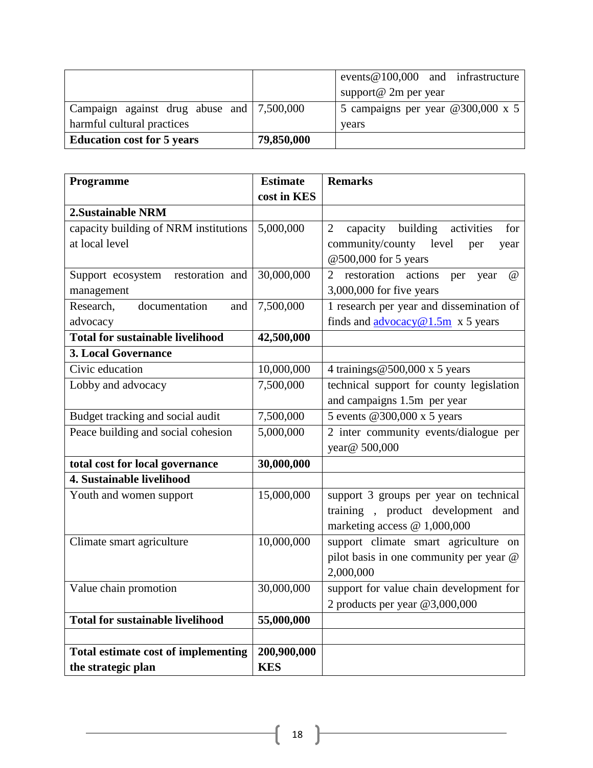| | | |
|---|---|---|
| | | events@100,000 and infrastructure support@ 2m per year |
| Campaign against drug abuse and harmful cultural practices | 7,500,000 | 5 campaigns per year @300,000 x 5 years |
| **Education cost for 5 years** | **79,850,000** | |

| **Programme** | **Estimate cost in KES** | **Remarks** |
|---|---|---|
| **2.Sustainable NRM** | | |
| capacity building of NRM institutions at local level | 5,000,000 | 2 capacity building activities for community/county level per year @500,000 for 5 years |
| Support ecosystem restoration and management | 30,000,000 | 2 restoration actions per year @ 3,000,000 for five years |
| Research, documentation and advocacy | 7,500,000 | 1 research per year and dissemination of finds and advocacy@1.5m x 5 years |
| **Total for sustainable livelihood** | **42,500,000** | |
| **3. Local Governance** | | |
| Civic education | 10,000,000 | 4 trainings@500,000 x 5 years |
| Lobby and advocacy | 7,500,000 | technical support for county legislation and campaigns 1.5m per year |
| Budget tracking and social audit | 7,500,000 | 5 events @300,000 x 5 years |
| Peace building and social cohesion | 5,000,000 | 2 inter community events/dialogue per year@ 500,000 |
| **total cost for local governance** | **30,000,000** | |
| **4. Sustainable livelihood** | | |
| Youth and women support | 15,000,000 | support 3 groups per year on technical training , product development and marketing access @ 1,000,000 |
| Climate smart agriculture | 10,000,000 | support climate smart agriculture on pilot basis in one community per year @ 2,000,000 |
| Value chain promotion | 30,000,000 | support for value chain development for 2 products per year @3,000,000 |
| **Total for sustainable livelihood** | **55,000,000** | |
| | | |
| **Total estimate cost of implementing the strategic plan** | **200,900,000 KES** | |